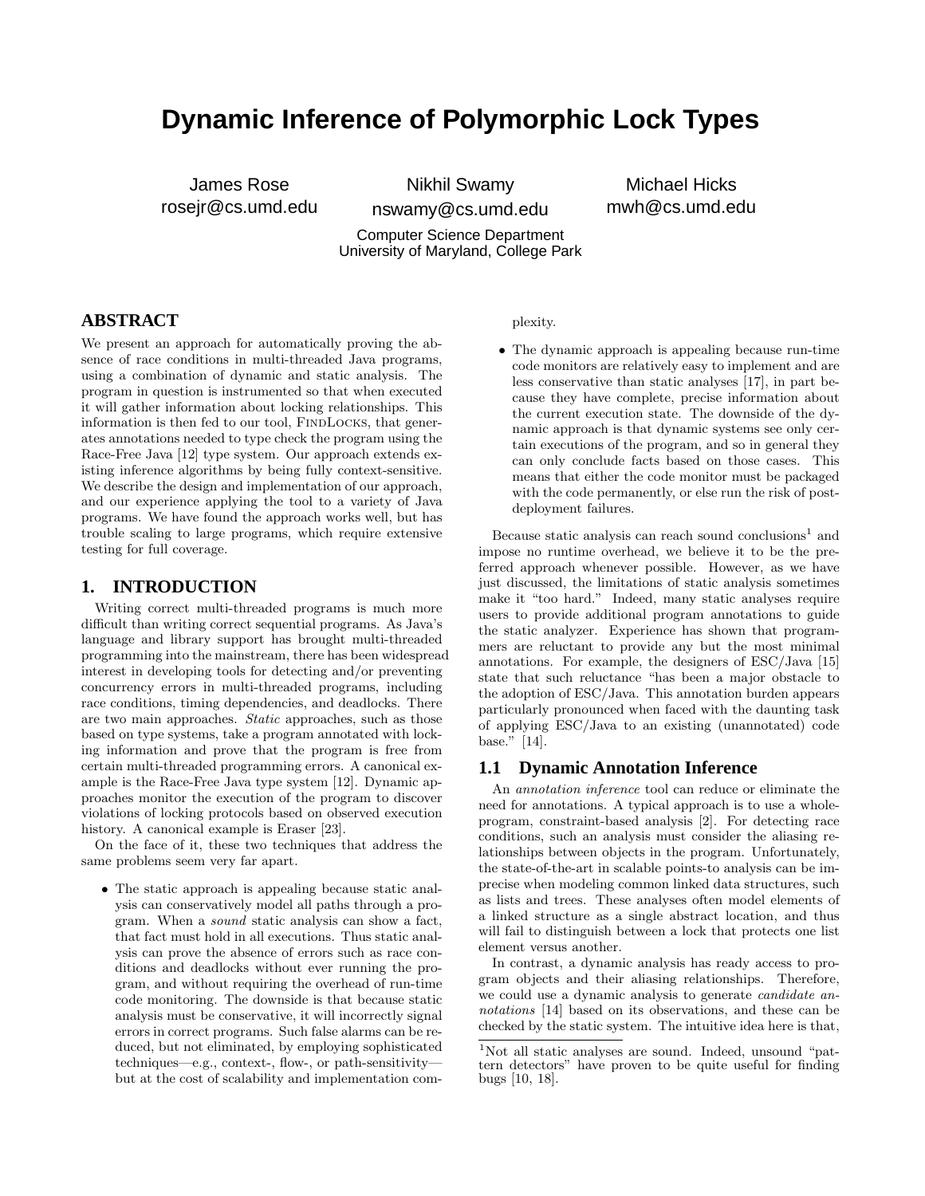# Dynamic Inference of Polymorphic Lock Types

James Rose
rosejr@cs.umd.edu

Nikhil Swamy
nswamy@cs.umd.edu

Michael Hicks
mwh@cs.umd.edu

Computer Science Department
University of Maryland, College Park

## ABSTRACT

We present an approach for automatically proving the absence of race conditions in multi-threaded Java programs, using a combination of dynamic and static analysis. The program in question is instrumented so that when executed it will gather information about locking relationships. This information is then fed to our tool, FindLocks, that generates annotations needed to type check the program using the Race-Free Java [12] type system. Our approach extends existing inference algorithms by being fully context-sensitive. We describe the design and implementation of our approach, and our experience applying the tool to a variety of Java programs. We have found the approach works well, but has trouble scaling to large programs, which require extensive testing for full coverage.

## 1. INTRODUCTION

Writing correct multi-threaded programs is much more difficult than writing correct sequential programs. As Java's language and library support has brought multi-threaded programming into the mainstream, there has been widespread interest in developing tools for detecting and/or preventing concurrency errors in multi-threaded programs, including race conditions, timing dependencies, and deadlocks. There are two main approaches. *Static* approaches, such as those based on type systems, take a program annotated with locking information and prove that the program is free from certain multi-threaded programming errors. A canonical example is the Race-Free Java type system [12]. Dynamic approaches monitor the execution of the program to discover violations of locking protocols based on observed execution history. A canonical example is Eraser [23].

On the face of it, these two techniques that address the same problems seem very far apart.

- The static approach is appealing because static analysis can conservatively model all paths through a program. When a *sound* static analysis can show a fact, that fact must hold in all executions. Thus static analysis can prove the absence of errors such as race conditions and deadlocks without ever running the program, and without requiring the overhead of run-time code monitoring. The downside is that because static analysis must be conservative, it will incorrectly signal errors in correct programs. Such false alarms can be reduced, but not eliminated, by employing sophisticated techniques—e.g., context-, flow-, or path-sensitivity—but at the cost of scalability and implementation complexity.
- The dynamic approach is appealing because run-time code monitors are relatively easy to implement and are less conservative than static analyses [17], in part because they have complete, precise information about the current execution state. The downside of the dynamic approach is that dynamic systems see only certain executions of the program, and so in general they can only conclude facts based on those cases. This means that either the code monitor must be packaged with the code permanently, or else run the risk of post-deployment failures.

Because static analysis can reach sound conclusions[1] and impose no runtime overhead, we believe it to be the preferred approach whenever possible. However, as we have just discussed, the limitations of static analysis sometimes make it "too hard." Indeed, many static analyses require users to provide additional program annotations to guide the static analyzer. Experience has shown that programmers are reluctant to provide any but the most minimal annotations. For example, the designers of ESC/Java [15] state that such reluctance "has been a major obstacle to the adoption of ESC/Java. This annotation burden appears particularly pronounced when faced with the daunting task of applying ESC/Java to an existing (unannotated) code base." [14].

### 1.1 Dynamic Annotation Inference

An *annotation inference* tool can reduce or eliminate the need for annotations. A typical approach is to use a whole-program, constraint-based analysis [2]. For detecting race conditions, such an analysis must consider the aliasing relationships between objects in the program. Unfortunately, the state-of-the-art in scalable points-to analysis can be imprecise when modeling common linked data structures, such as lists and trees. These analyses often model elements of a linked structure as a single abstract location, and thus will fail to distinguish between a lock that protects one list element versus another.

In contrast, a dynamic analysis has ready access to program objects and their aliasing relationships. Therefore, we could use a dynamic analysis to generate *candidate annotations* [14] based on its observations, and these can be checked by the static system. The intuitive idea here is that,

[1] Not all static analyses are sound. Indeed, unsound "pattern detectors" have proven to be quite useful for finding bugs [10, 18].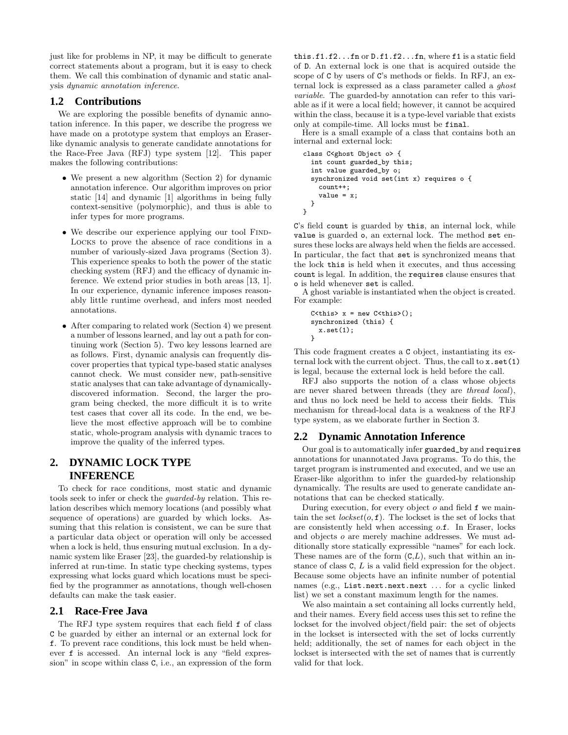just like for problems in NP, it may be difficult to generate correct statements about a program, but it is easy to check them. We call this combination of dynamic and static analysis *dynamic annotation inference*.

## 1.2 Contributions

We are exploring the possible benefits of dynamic annotation inference. In this paper, we describe the progress we have made on a prototype system that employs an Eraser-like dynamic analysis to generate candidate annotations for the Race-Free Java (RFJ) type system [12]. This paper makes the following contributions:

- We present a new algorithm (Section 2) for dynamic annotation inference. Our algorithm improves on prior static [14] and dynamic [1] algorithms in being fully context-sensitive (polymorphic), and thus is able to infer types for more programs.
- We describe our experience applying our tool FindLocks to prove the absence of race conditions in a number of variously-sized Java programs (Section 3). This experience speaks to both the power of the static checking system (RFJ) and the efficacy of dynamic inference. We extend prior studies in both areas [13, 1]. In our experience, dynamic inference imposes reasonably little runtime overhead, and infers most needed annotations.
- After comparing to related work (Section 4) we present a number of lessons learned, and lay out a path for continuing work (Section 5). Two key lessons learned are as follows. First, dynamic analysis can frequently discover properties that typical type-based static analyses cannot check. We must consider new, path-sensitive static analyses that can take advantage of dynamically-discovered information. Second, the larger the program being checked, the more difficult it is to write test cases that cover all its code. In the end, we believe the most effective approach will be to combine static, whole-program analysis with dynamic traces to improve the quality of the inferred types.

# 2. DYNAMIC LOCK TYPE INFERENCE

To check for race conditions, most static and dynamic tools seek to infer or check the *guarded-by* relation. This relation describes which memory locations (and possibly what sequence of operations) are guarded by which locks. Assuming that this relation is consistent, we can be sure that a particular data object or operation will only be accessed when a lock is held, thus ensuring mutual exclusion. In a dynamic system like Eraser [23], the guarded-by relationship is inferred at run-time. In static type checking systems, types expressing what locks guard which locations must be specified by the programmer as annotations, though well-chosen defaults can make the task easier.

## 2.1 Race-Free Java

The RFJ type system requires that each field `f` of class `C` be guarded by either an internal or an external lock for `f`. To prevent race conditions, this lock must be held whenever `f` is accessed. An internal lock is any "field expression" in scope within class `C`, i.e., an expression of the form `this.f1.f2...fn` or `D.f1.f2...fn`, where `f1` is a static field of `D`. An external lock is one that is acquired outside the scope of `C` by users of `C`'s methods or fields. In RFJ, an external lock is expressed as a class parameter called a *ghost variable*. The guarded-by annotation can refer to this variable as if it were a local field; however, it cannot be acquired within the class, because it is a type-level variable that exists only at compile-time. All locks must be `final`.

Here is a small example of a class that contains both an internal and external lock:

```
class C<ghost Object o> {
  int count guarded_by this;
  int value guarded_by o;
  synchronized void set(int x) requires o {
    count++;
    value = x;
  }
}
```

`C`'s field `count` is guarded by `this`, an internal lock, while `value` is guarded `o`, an external lock. The method `set` ensures these locks are always held when the fields are accessed. In particular, the fact that `set` is synchronized means that the lock `this` is held when it executes, and thus accessing `count` is legal. In addition, the `requires` clause ensures that `o` is held whenever `set` is called.

A ghost variable is instantiated when the object is created. For example:

```
C<this> x = new C<this>();
synchronized (this) {
  x.set(1);
}
```

This code fragment creates a `C` object, instantiating its external lock with the current object. Thus, the call to `x.set(1)` is legal, because the external lock is held before the call.

RFJ also supports the notion of a class whose objects are never shared between threads (they are *thread local*), and thus no lock need be held to access their fields. This mechanism for thread-local data is a weakness of the RFJ type system, as we elaborate further in Section 3.

## 2.2 Dynamic Annotation Inference

Our goal is to automatically infer `guarded_by` and `requires` annotations for unannotated Java programs. To do this, the target program is instrumented and executed, and we use an Eraser-like algorithm to infer the guarded-by relationship dynamically. The results are used to generate candidate annotations that can be checked statically.

During execution, for every object $o$ and field `f` we maintain the set $lockset(o, \texttt{f})$. The lockset is the set of locks that are consistently held when accessing $o$.`f`. In Eraser, locks and objects $o$ are merely machine addresses. We must additionally store statically expressible "names" for each lock. These names are of the form $(\texttt{C}, L)$, such that within an instance of class `C`, $L$ is a valid field expression for the object. Because some objects have an infinite number of potential names (e.g., `List.next.next.next` ... for a cyclic linked list) we set a constant maximum length for the names.

We also maintain a set containing all locks currently held, and their names. Every field access uses this set to refine the lockset for the involved object/field pair: the set of objects in the lockset is intersected with the set of locks currently held; additionally, the set of names for each object in the lockset is intersected with the set of names that is currently valid for that lock.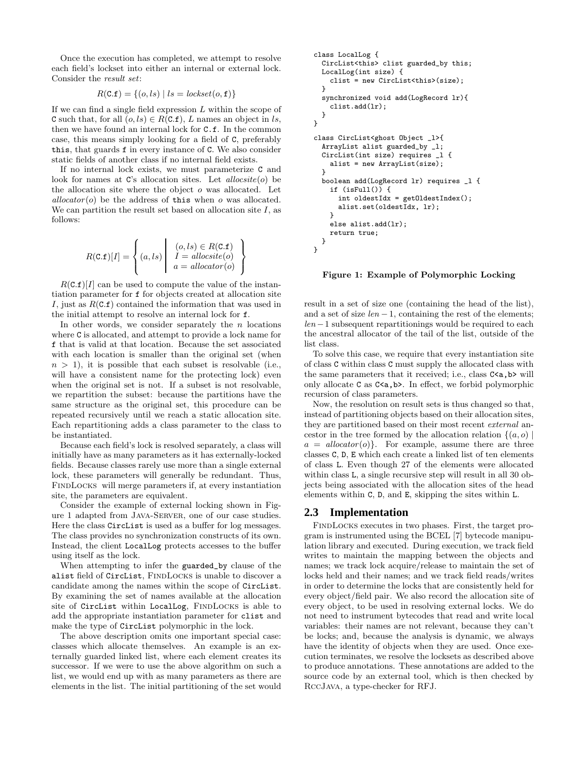Once the execution has completed, we attempt to resolve each field's lockset into either an internal or external lock. Consider the *result set*:

$$R(\texttt{C.f}) = \{(o, ls) \mid ls = \mathit{lockset}(o, \texttt{f})\}$$

If we can find a single field expression $L$ within the scope of C such that, for all $(o, ls) \in R(\texttt{C.f})$, $L$ names an object in $ls$, then we have found an internal lock for C.f. In the common case, this means simply looking for a field of C, preferably this, that guards f in every instance of C. We also consider static fields of another class if no internal field exists.

If no internal lock exists, we must parameterize C and look for names at C's allocation sites. Let $\mathit{allocsite}(o)$ be the allocation site where the object $o$ was allocated. Let $\mathit{allocator}(o)$ be the address of this when $o$ was allocated. We can partition the result set based on allocation site $I$, as follows:

$$R(\texttt{C.f})[I] = \left\{ (a, ls) \;\middle|\; \begin{array}{c} (o, ls) \in R(\texttt{C.f}) \\ I = \mathit{allocsite}(o) \\ a = \mathit{allocator}(o) \end{array} \right\}$$

$R(\texttt{C.f})[I]$ can be used to compute the value of the instantiation parameter for f for objects created at allocation site $I$, just as $R(\texttt{C.f})$ contained the information that was used in the initial attempt to resolve an internal lock for f.

In other words, we consider separately the $n$ locations where C is allocated, and attempt to provide a lock name for f that is valid at that location. Because the set associated with each location is smaller than the original set (when $n > 1$), it is possible that each subset is resolvable (i.e., will have a consistent name for the protecting lock) even when the original set is not. If a subset is not resolvable, we repartition the subset: because the partitions have the same structure as the original set, this procedure can be repeated recursively until we reach a static allocation site. Each repartitioning adds a class parameter to the class to be instantiated.

Because each field's lock is resolved separately, a class will initially have as many parameters as it has externally-locked fields. Because classes rarely use more than a single external lock, these parameters will generally be redundant. Thus, FindLocks will merge parameters if, at every instantiation site, the parameters are equivalent.

Consider the example of external locking shown in Figure 1 adapted from Java-Server, one of our case studies. Here the class CircList is used as a buffer for log messages. The class provides no synchronization constructs of its own. Instead, the client LocalLog protects accesses to the buffer using itself as the lock.

When attempting to infer the guarded_by clause of the alist field of CircList, FindLocks is unable to discover a candidate among the names within the scope of CircList. By examining the set of names available at the allocation site of CircList within LocalLog, FindLocks is able to add the appropriate instantiation parameter for clist and make the type of CircList polymorphic in the lock.

The above description omits one important special case: classes which allocate themselves. An example is an externally guarded linked list, where each element creates its successor. If we were to use the above algorithm on such a list, we would end up with as many parameters as there are elements in the list. The initial partitioning of the set would result in a set of size one (containing the head of the list), and a set of size $len - 1$, containing the rest of the elements; $len - 1$ subsequent repartitionings would be required to each the ancestral allocator of the tail of the list, outside of the list class.

```
class LocalLog {
  CircList<this> clist guarded_by this;
  LocalLog(int size) {
    clist = new CircList<this>(size);
  }
  synchronized void add(LogRecord lr){
    clist.add(lr);
  }
}

class CircList<ghost Object _l>{
  ArrayList alist guarded_by _l;
  CircList(int size) requires _l {
    alist = new ArrayList(size);
  }
  boolean add(LogRecord lr) requires _l {
    if (isFull()) {
      int oldestIdx = getOldestIndex();
      alist.set(oldestIdx, lr);
    }
    else alist.add(lr);
    return true;
  }
}
```

**Figure 1: Example of Polymorphic Locking**

To solve this case, we require that every instantiation site of class C within class C must supply the allocated class with the same parameters that it received; i.e., class C<a,b> will only allocate C as C<a,b>. In effect, we forbid polymorphic recursion of class parameters.

Now, the resolution on result sets is thus changed so that, instead of partitioning objects based on their allocation sites, they are partitioned based on their most recent *external* ancestor in the tree formed by the allocation relation $\{(a, o) \mid a = \mathit{allocator}(o)\}$. For example, assume there are three classes C, D, E which each create a linked list of ten elements of class L. Even though 27 of the elements were allocated within class L, a single recursive step will result in all 30 objects being associated with the allocation sites of the head elements within C, D, and E, skipping the sites within L.

## 2.3 Implementation

FindLocks executes in two phases. First, the target program is instrumented using the BCEL [7] bytecode manipulation library and executed. During execution, we track field writes to maintain the mapping between the objects and names; we track lock acquire/release to maintain the set of locks held and their names; and we track field reads/writes in order to determine the locks that are consistently held for every object/field pair. We also record the allocation site of every object, to be used in resolving external locks. We do not need to instrument bytecodes that read and write local variables: their names are not relevant, because they can't be locks; and, because the analysis is dynamic, we always have the identity of objects when they are used. Once execution terminates, we resolve the locksets as described above to produce annotations. These annotations are added to the source code by an external tool, which is then checked by RccJava, a type-checker for RFJ.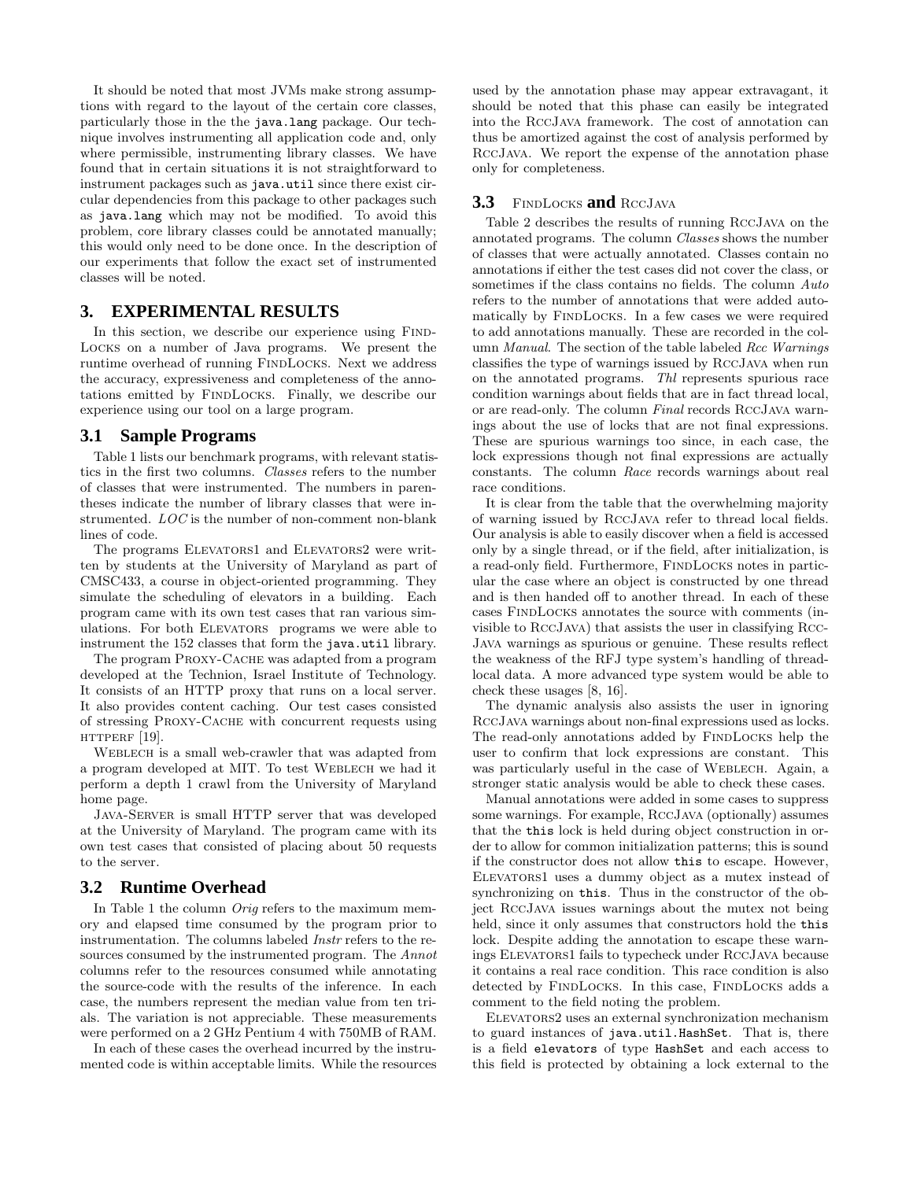It should be noted that most JVMs make strong assumptions with regard to the layout of the certain core classes, particularly those in the the `java.lang` package. Our technique involves instrumenting all application code and, only where permissible, instrumenting library classes. We have found that in certain situations it is not straightforward to instrument packages such as `java.util` since there exist circular dependencies from this package to other packages such as `java.lang` which may not be modified. To avoid this problem, core library classes could be annotated manually; this would only need to be done once. In the description of our experiments that follow the exact set of instrumented classes will be noted.

## 3. EXPERIMENTAL RESULTS

In this section, we describe our experience using FindLocks on a number of Java programs. We present the runtime overhead of running FindLocks. Next we address the accuracy, expressiveness and completeness of the annotations emitted by FindLocks. Finally, we describe our experience using our tool on a large program.

### 3.1 Sample Programs

Table 1 lists our benchmark programs, with relevant statistics in the first two columns. *Classes* refers to the number of classes that were instrumented. The numbers in parentheses indicate the number of library classes that were instrumented. *LOC* is the number of non-comment non-blank lines of code.

The programs Elevators1 and Elevators2 were written by students at the University of Maryland as part of CMSC433, a course in object-oriented programming. They simulate the scheduling of elevators in a building. Each program came with its own test cases that ran various simulations. For both Elevators programs we were able to instrument the 152 classes that form the `java.util` library.

The program Proxy-Cache was adapted from a program developed at the Technion, Israel Institute of Technology. It consists of an HTTP proxy that runs on a local server. It also provides content caching. Our test cases consisted of stressing Proxy-Cache with concurrent requests using httperf [19].

Weblech is a small web-crawler that was adapted from a program developed at MIT. To test Weblech we had it perform a depth 1 crawl from the University of Maryland home page.

Java-Server is small HTTP server that was developed at the University of Maryland. The program came with its own test cases that consisted of placing about 50 requests to the server.

### 3.2 Runtime Overhead

In Table 1 the column *Orig* refers to the maximum memory and elapsed time consumed by the program prior to instrumentation. The columns labeled *Instr* refers to the resources consumed by the instrumented program. The *Annot* columns refer to the resources consumed while annotating the source-code with the results of the inference. In each case, the numbers represent the median value from ten trials. The variation is not appreciable. These measurements were performed on a 2 GHz Pentium 4 with 750MB of RAM.

In each of these cases the overhead incurred by the instrumented code is within acceptable limits. While the resources used by the annotation phase may appear extravagant, it should be noted that this phase can easily be integrated into the RccJava framework. The cost of annotation can thus be amortized against the cost of analysis performed by RccJava. We report the expense of the annotation phase only for completeness.

### 3.3 FindLocks and RccJava

Table 2 describes the results of running RccJava on the annotated programs. The column *Classes* shows the number of classes that were actually annotated. Classes contain no annotations if either the test cases did not cover the class, or sometimes if the class contains no fields. The column *Auto* refers to the number of annotations that were added automatically by FindLocks. In a few cases we were required to add annotations manually. These are recorded in the column *Manual*. The section of the table labeled *Rcc Warnings* classifies the type of warnings issued by RccJava when run on the annotated programs. *Thl* represents spurious race condition warnings about fields that are in fact thread local, or are read-only. The column *Final* records RccJava warnings about the use of locks that are not final expressions. These are spurious warnings too since, in each case, the lock expressions though not final expressions are actually constants. The column *Race* records warnings about real race conditions.

It is clear from the table that the overwhelming majority of warning issued by RccJava refer to thread local fields. Our analysis is able to easily discover when a field is accessed only by a single thread, or if the field, after initialization, is a read-only field. Furthermore, FindLocks notes in particular the case where an object is constructed by one thread and is then handed off to another thread. In each of these cases FindLocks annotates the source with comments (invisible to RccJava) that assists the user in classifying RccJava warnings as spurious or genuine. These results reflect the weakness of the RFJ type system's handling of thread-local data. A more advanced type system would be able to check these usages [8, 16].

The dynamic analysis also assists the user in ignoring RccJava warnings about non-final expressions used as locks. The read-only annotations added by FindLocks help the user to confirm that lock expressions are constant. This was particularly useful in the case of Weblech. Again, a stronger static analysis would be able to check these cases.

Manual annotations were added in some cases to suppress some warnings. For example, RccJava (optionally) assumes that the `this` lock is held during object construction in order to allow for common initialization patterns; this is sound if the constructor does not allow `this` to escape. However, Elevators1 uses a dummy object as a mutex instead of synchronizing on `this`. Thus in the constructor of the object RccJava issues warnings about the mutex not being held, since it only assumes that constructors hold the `this` lock. Despite adding the annotation to escape these warnings Elevators1 fails to typecheck under RccJava because it contains a real race condition. This race condition is also detected by FindLocks. In this case, FindLocks adds a comment to the field noting the problem.

Elevators2 uses an external synchronization mechanism to guard instances of `java.util.HashSet`. That is, there is a field `elevators` of type `HashSet` and each access to this field is protected by obtaining a lock external to the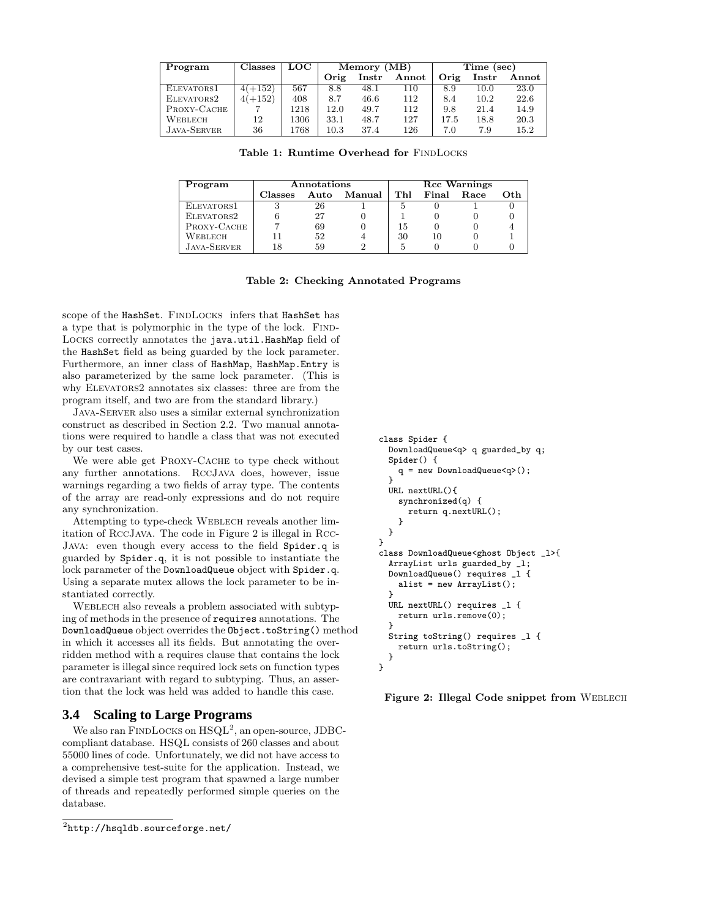| Program | Classes | LOC | Memory (MB) | | | Time (sec) | | |
|---|---|---|---|---|---|---|---|---|
| | | | Orig | Instr | Annot | Orig | Instr | Annot |
| ELEVATORS1 | 4(+152) | 567 | 8.8 | 48.1 | 110 | 8.9 | 10.0 | 23.0 |
| ELEVATORS2 | 4(+152) | 408 | 8.7 | 46.6 | 112 | 8.4 | 10.2 | 22.6 |
| PROXY-CACHE | 7 | 1218 | 12.0 | 49.7 | 112 | 9.8 | 21.4 | 14.9 |
| WEBLECH | 12 | 1306 | 33.1 | 48.7 | 127 | 17.5 | 18.8 | 20.3 |
| JAVA-SERVER | 36 | 1768 | 10.3 | 37.4 | 126 | 7.0 | 7.9 | 15.2 |

**Table 1: Runtime Overhead for FINDLOCKS**

| Program | Annotations | | | Rcc Warnings | | | |
|---|---|---|---|---|---|---|---|
| | Classes | Auto | Manual | Thl | Final | Race | Oth |
| ELEVATORS1 | 3 | 26 | 1 | 5 | 0 | 1 | 0 |
| ELEVATORS2 | 6 | 27 | 0 | 1 | 0 | 0 | 0 |
| PROXY-CACHE | 7 | 69 | 0 | 15 | 0 | 0 | 4 |
| WEBLECH | 11 | 52 | 4 | 30 | 10 | 0 | 1 |
| JAVA-SERVER | 18 | 59 | 2 | 5 | 0 | 0 | 0 |

**Table 2: Checking Annotated Programs**

scope of the HashSet. FINDLOCKS infers that HashSet has a type that is polymorphic in the type of the lock. FINDLOCKS correctly annotates the java.util.HashMap field of the HashSet field as being guarded by the lock parameter. Furthermore, an inner class of HashMap, HashMap.Entry is also parameterized by the same lock parameter. (This is why ELEVATORS2 annotates six classes: three are from the program itself, and two are from the standard library.)

JAVA-SERVER also uses a similar external synchronization construct as described in Section 2.2. Two manual annotations were required to handle a class that was not executed by our test cases.

We were able get PROXY-CACHE to type check without any further annotations. RCCJAVA does, however, issue warnings regarding a two fields of array type. The contents of the array are read-only expressions and do not require any synchronization.

Attempting to type-check WEBLECH reveals another limitation of RCCJAVA. The code in Figure 2 is illegal in RCCJAVA: even though every access to the field Spider.q is guarded by Spider.q, it is not possible to instantiate the lock parameter of the DownloadQueue object with Spider.q. Using a separate mutex allows the lock parameter to be instantiated correctly.

WEBLECH also reveals a problem associated with subtyping of methods in the presence of requires annotations. The DownloadQueue object overrides the Object.toString() method in which it accesses all its fields. But annotating the overridden method with a requires clause that contains the lock parameter is illegal since required lock sets on function types are contravariant with regard to subtyping. Thus, an assertion that the lock was held was added to handle this case.

```
class Spider {
  DownloadQueue<q> q guarded_by q;
  Spider() {
    q = new DownloadQueue<q>();
  }
  URL nextURL(){
    synchronized(q) {
      return q.nextURL();
    }
  }
}
class DownloadQueue<ghost Object _l>{
  ArrayList urls guarded_by _l;
  DownloadQueue() requires _l {
    alist = new ArrayList();
  }
  URL nextURL() requires _l {
    return urls.remove(0);
  }
  String toString() requires _l {
    return urls.toString();
  }
}
```

**Figure 2: Illegal Code snippet from WEBLECH**

### 3.4 Scaling to Large Programs

We also ran FINDLOCKS on HSQL[2], an open-source, JDBC-compliant database. HSQL consists of 260 classes and about 55000 lines of code. Unfortunately, we did not have access to a comprehensive test-suite for the application. Instead, we devised a simple test program that spawned a large number of threads and repeatedly performed simple queries on the database.

[2] http://hsqldb.sourceforge.net/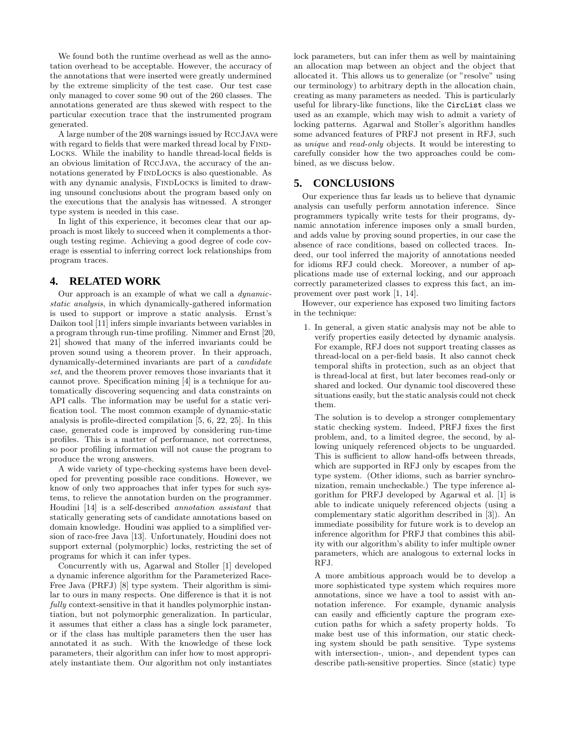We found both the runtime overhead as well as the annotation overhead to be acceptable. However, the accuracy of the annotations that were inserted were greatly undermined by the extreme simplicity of the test case. Our test case only managed to cover some 90 out of the 260 classes. The annotations generated are thus skewed with respect to the particular execution trace that the instrumented program generated.

A large number of the 208 warnings issued by RccJava were with regard to fields that were marked thread local by FindLocks. While the inability to handle thread-local fields is an obvious limitation of RccJava, the accuracy of the annotations generated by FindLocks is also questionable. As with any dynamic analysis, FindLocks is limited to drawing unsound conclusions about the program based only on the executions that the analysis has witnessed. A stronger type system is needed in this case.

In light of this experience, it becomes clear that our approach is most likely to succeed when it complements a thorough testing regime. Achieving a good degree of code coverage is essential to inferring correct lock relationships from program traces.

## 4. RELATED WORK

Our approach is an example of what we call a *dynamic-static analysis*, in which dynamically-gathered information is used to support or improve a static analysis. Ernst's Daikon tool [11] infers simple invariants between variables in a program through run-time profiling. Nimmer and Ernst [20, 21] showed that many of the inferred invariants could be proven sound using a theorem prover. In their approach, dynamically-determined invariants are part of a *candidate set*, and the theorem prover removes those invariants that it cannot prove. Specification mining [4] is a technique for automatically discovering sequencing and data constraints on API calls. The information may be useful for a static verification tool. The most common example of dynamic-static analysis is profile-directed compilation [5, 6, 22, 25]. In this case, generated code is improved by considering run-time profiles. This is a matter of performance, not correctness, so poor profiling information will not cause the program to produce the wrong answers.

A wide variety of type-checking systems have been developed for preventing possible race conditions. However, we know of only two approaches that infer types for such systems, to relieve the annotation burden on the programmer. Houdini [14] is a self-described *annotation assistant* that statically generating sets of candidate annotations based on domain knowledge. Houdini was applied to a simplified version of race-free Java [13]. Unfortunately, Houdini does not support external (polymorphic) locks, restricting the set of programs for which it can infer types.

Concurrently with us, Agarwal and Stoller [1] developed a dynamic inference algorithm for the Parameterized Race-Free Java (PRFJ) [8] type system. Their algorithm is similar to ours in many respects. One difference is that it is not *fully* context-sensitive in that it handles polymorphic instantiation, but not polymorphic generalization. In particular, it assumes that either a class has a single lock parameter, or if the class has multiple parameters then the user has annotated it as such. With the knowledge of these lock parameters, their algorithm can infer how to most appropriately instantiate them. Our algorithm not only instantiates lock parameters, but can infer them as well by maintaining an allocation map between an object and the object that allocated it. This allows us to generalize (or "resolve" using our terminology) to arbitrary depth in the allocation chain, creating as many parameters as needed. This is particularly useful for library-like functions, like the `CircList` class we used as an example, which may wish to admit a variety of locking patterns. Agarwal and Stoller's algorithm handles some advanced features of PRFJ not present in RFJ, such as *unique* and *read-only* objects. It would be interesting to carefully consider how the two approaches could be combined, as we discuss below.

## 5. CONCLUSIONS

Our experience thus far leads us to believe that dynamic analysis can usefully perform annotation inference. Since programmers typically write tests for their programs, dynamic annotation inference imposes only a small burden, and adds value by proving sound properties, in our case the absence of race conditions, based on collected traces. Indeed, our tool inferred the majority of annotations needed for idioms RFJ could check. Moreover, a number of applications made use of external locking, and our approach correctly parameterized classes to express this fact, an improvement over past work [1, 14].

However, our experience has exposed two limiting factors in the technique:

1. In general, a given static analysis may not be able to verify properties easily detected by dynamic analysis. For example, RFJ does not support treating classes as thread-local on a per-field basis. It also cannot check temporal shifts in protection, such as an object that is thread-local at first, but later becomes read-only or shared and locked. Our dynamic tool discovered these situations easily, but the static analysis could not check them.

   The solution is to develop a stronger complementary static checking system. Indeed, PRFJ fixes the first problem, and, to a limited degree, the second, by allowing uniquely referenced objects to be unguarded. This is sufficient to allow hand-offs between threads, which are supported in RFJ only by escapes from the type system. (Other idioms, such as barrier synchronization, remain uncheckable.) The type inference algorithm for PRFJ developed by Agarwal et al. [1] is able to indicate uniquely referenced objects (using a complementary static algorithm described in [3]). An immediate possibility for future work is to develop an inference algorithm for PRFJ that combines this ability with our algorithm's ability to infer multiple owner parameters, which are analogous to external locks in RFJ.

   A more ambitious approach would be to develop a more sophisticated type system which requires more annotations, since we have a tool to assist with annotation inference. For example, dynamic analysis can easily and efficiently capture the program execution paths for which a safety property holds. To make best use of this information, our static checking system should be path sensitive. Type systems with intersection-, union-, and dependent types can describe path-sensitive properties. Since (static) type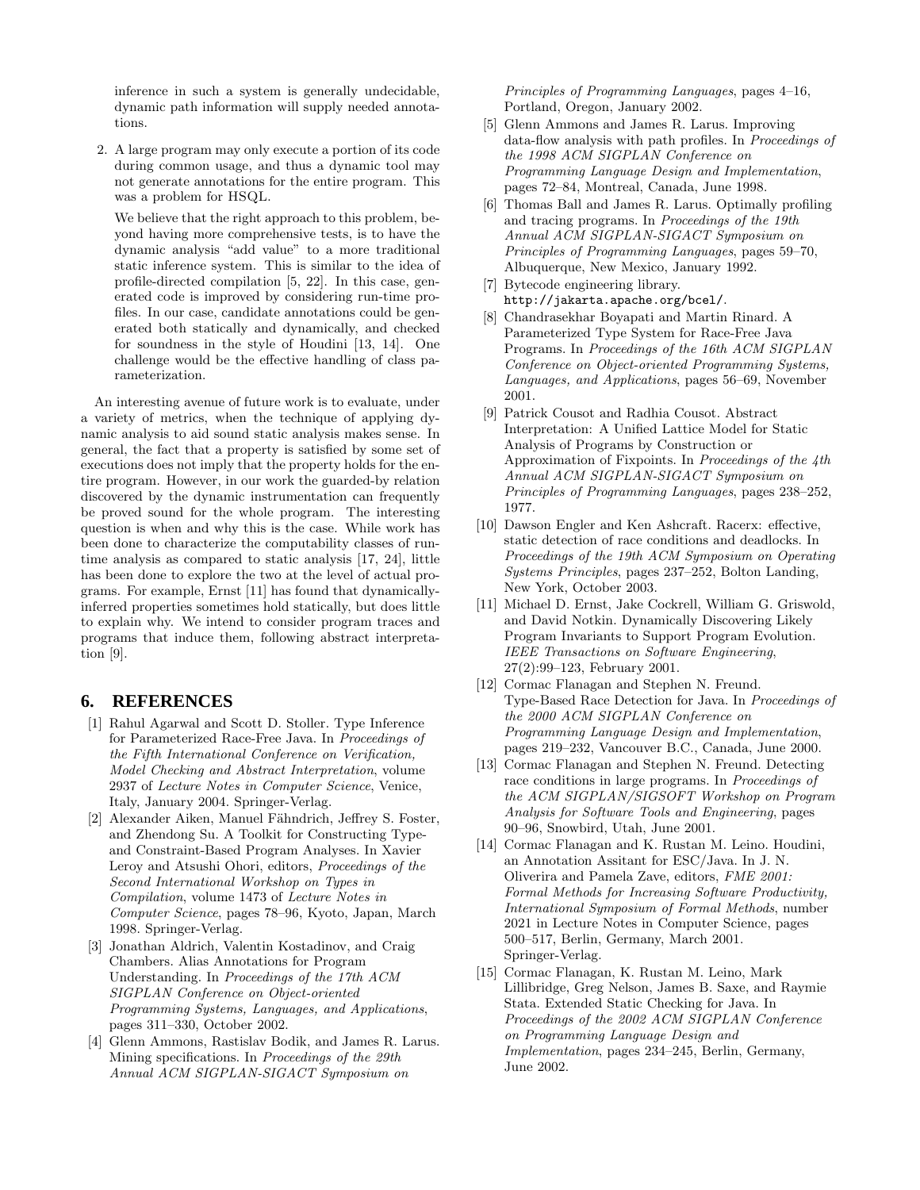inference in such a system is generally undecidable, dynamic path information will supply needed annotations.

2. A large program may only execute a portion of its code during common usage, and thus a dynamic tool may not generate annotations for the entire program. This was a problem for HSQL.

   We believe that the right approach to this problem, beyond having more comprehensive tests, is to have the dynamic analysis "add value" to a more traditional static inference system. This is similar to the idea of profile-directed compilation [5, 22]. In this case, generated code is improved by considering run-time profiles. In our case, candidate annotations could be generated both statically and dynamically, and checked for soundness in the style of Houdini [13, 14]. One challenge would be the effective handling of class parameterization.

An interesting avenue of future work is to evaluate, under a variety of metrics, when the technique of applying dynamic analysis to aid sound static analysis makes sense. In general, the fact that a property is satisfied by some set of executions does not imply that the property holds for the entire program. However, in our work the guarded-by relation discovered by the dynamic instrumentation can frequently be proved sound for the whole program. The interesting question is when and why this is the case. While work has been done to characterize the computability classes of runtime analysis as compared to static analysis [17, 24], little has been done to explore the two at the level of actual programs. For example, Ernst [11] has found that dynamically-inferred properties sometimes hold statically, but does little to explain why. We intend to consider program traces and programs that induce them, following abstract interpretation [9].

## 6. REFERENCES

[1] Rahul Agarwal and Scott D. Stoller. Type Inference for Parameterized Race-Free Java. In *Proceedings of the Fifth International Conference on Verification, Model Checking and Abstract Interpretation*, volume 2937 of *Lecture Notes in Computer Science*, Venice, Italy, January 2004. Springer-Verlag.

[2] Alexander Aiken, Manuel Fähndrich, Jeffrey S. Foster, and Zhendong Su. A Toolkit for Constructing Type- and Constraint-Based Program Analyses. In Xavier Leroy and Atsushi Ohori, editors, *Proceedings of the Second International Workshop on Types in Compilation*, volume 1473 of *Lecture Notes in Computer Science*, pages 78–96, Kyoto, Japan, March 1998. Springer-Verlag.

[3] Jonathan Aldrich, Valentin Kostadinov, and Craig Chambers. Alias Annotations for Program Understanding. In *Proceedings of the 17th ACM SIGPLAN Conference on Object-oriented Programming Systems, Languages, and Applications*, pages 311–330, October 2002.

[4] Glenn Ammons, Rastislav Bodik, and James R. Larus. Mining specifications. In *Proceedings of the 29th Annual ACM SIGPLAN-SIGACT Symposium on Principles of Programming Languages*, pages 4–16, Portland, Oregon, January 2002.

[5] Glenn Ammons and James R. Larus. Improving data-flow analysis with path profiles. In *Proceedings of the 1998 ACM SIGPLAN Conference on Programming Language Design and Implementation*, pages 72–84, Montreal, Canada, June 1998.

[6] Thomas Ball and James R. Larus. Optimally profiling and tracing programs. In *Proceedings of the 19th Annual ACM SIGPLAN-SIGACT Symposium on Principles of Programming Languages*, pages 59–70, Albuquerque, New Mexico, January 1992.

[7] Bytecode engineering library. `http://jakarta.apache.org/bcel/`.

[8] Chandrasekhar Boyapati and Martin Rinard. A Parameterized Type System for Race-Free Java Programs. In *Proceedings of the 16th ACM SIGPLAN Conference on Object-oriented Programming Systems, Languages, and Applications*, pages 56–69, November 2001.

[9] Patrick Cousot and Radhia Cousot. Abstract Interpretation: A Unified Lattice Model for Static Analysis of Programs by Construction or Approximation of Fixpoints. In *Proceedings of the 4th Annual ACM SIGPLAN-SIGACT Symposium on Principles of Programming Languages*, pages 238–252, 1977.

[10] Dawson Engler and Ken Ashcraft. Racerx: effective, static detection of race conditions and deadlocks. In *Proceedings of the 19th ACM Symposium on Operating Systems Principles*, pages 237–252, Bolton Landing, New York, October 2003.

[11] Michael D. Ernst, Jake Cockrell, William G. Griswold, and David Notkin. Dynamically Discovering Likely Program Invariants to Support Program Evolution. *IEEE Transactions on Software Engineering*, 27(2):99–123, February 2001.

[12] Cormac Flanagan and Stephen N. Freund. Type-Based Race Detection for Java. In *Proceedings of the 2000 ACM SIGPLAN Conference on Programming Language Design and Implementation*, pages 219–232, Vancouver B.C., Canada, June 2000.

[13] Cormac Flanagan and Stephen N. Freund. Detecting race conditions in large programs. In *Proceedings of the ACM SIGPLAN/SIGSOFT Workshop on Program Analysis for Software Tools and Engineering*, pages 90–96, Snowbird, Utah, June 2001.

[14] Cormac Flanagan and K. Rustan M. Leino. Houdini, an Annotation Assitant for ESC/Java. In J. N. Oliverira and Pamela Zave, editors, *FME 2001: Formal Methods for Increasing Software Productivity, International Symposium of Formal Methods*, number 2021 in Lecture Notes in Computer Science, pages 500–517, Berlin, Germany, March 2001. Springer-Verlag.

[15] Cormac Flanagan, K. Rustan M. Leino, Mark Lillibridge, Greg Nelson, James B. Saxe, and Raymie Stata. Extended Static Checking for Java. In *Proceedings of the 2002 ACM SIGPLAN Conference on Programming Language Design and Implementation*, pages 234–245, Berlin, Germany, June 2002.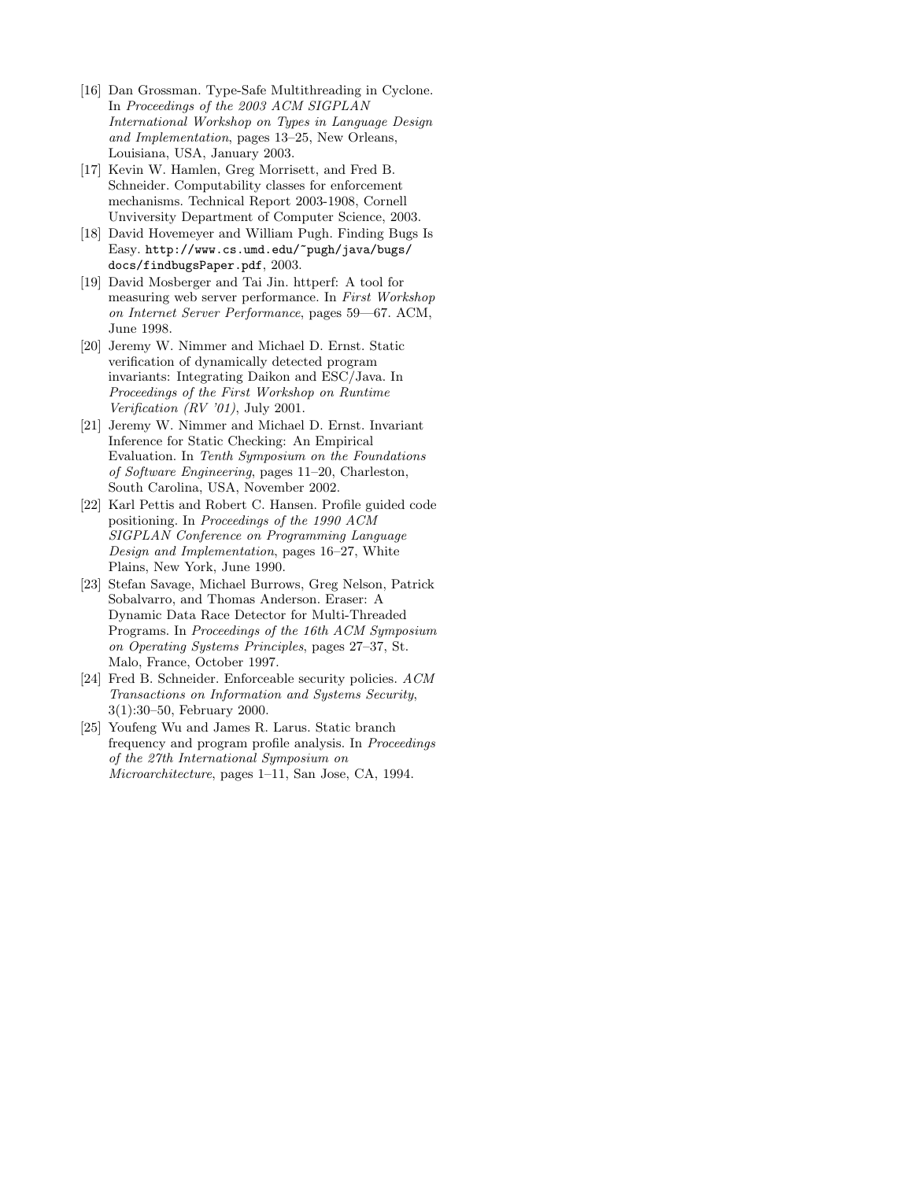[16] Dan Grossman. Type-Safe Multithreading in Cyclone. In *Proceedings of the 2003 ACM SIGPLAN International Workshop on Types in Language Design and Implementation*, pages 13–25, New Orleans, Louisiana, USA, January 2003.

[17] Kevin W. Hamlen, Greg Morrisett, and Fred B. Schneider. Computability classes for enforcement mechanisms. Technical Report 2003-1908, Cornell Unviversity Department of Computer Science, 2003.

[18] David Hovemeyer and William Pugh. Finding Bugs Is Easy. `http://www.cs.umd.edu/~pugh/java/bugs/docs/findbugsPaper.pdf`, 2003.

[19] David Mosberger and Tai Jin. httperf: A tool for measuring web server performance. In *First Workshop on Internet Server Performance*, pages 59—67. ACM, June 1998.

[20] Jeremy W. Nimmer and Michael D. Ernst. Static verification of dynamically detected program invariants: Integrating Daikon and ESC/Java. In *Proceedings of the First Workshop on Runtime Verification (RV '01)*, July 2001.

[21] Jeremy W. Nimmer and Michael D. Ernst. Invariant Inference for Static Checking: An Empirical Evaluation. In *Tenth Symposium on the Foundations of Software Engineering*, pages 11–20, Charleston, South Carolina, USA, November 2002.

[22] Karl Pettis and Robert C. Hansen. Profile guided code positioning. In *Proceedings of the 1990 ACM SIGPLAN Conference on Programming Language Design and Implementation*, pages 16–27, White Plains, New York, June 1990.

[23] Stefan Savage, Michael Burrows, Greg Nelson, Patrick Sobalvarro, and Thomas Anderson. Eraser: A Dynamic Data Race Detector for Multi-Threaded Programs. In *Proceedings of the 16th ACM Symposium on Operating Systems Principles*, pages 27–37, St. Malo, France, October 1997.

[24] Fred B. Schneider. Enforceable security policies. *ACM Transactions on Information and Systems Security*, 3(1):30–50, February 2000.

[25] Youfeng Wu and James R. Larus. Static branch frequency and program profile analysis. In *Proceedings of the 27th International Symposium on Microarchitecture*, pages 1–11, San Jose, CA, 1994.